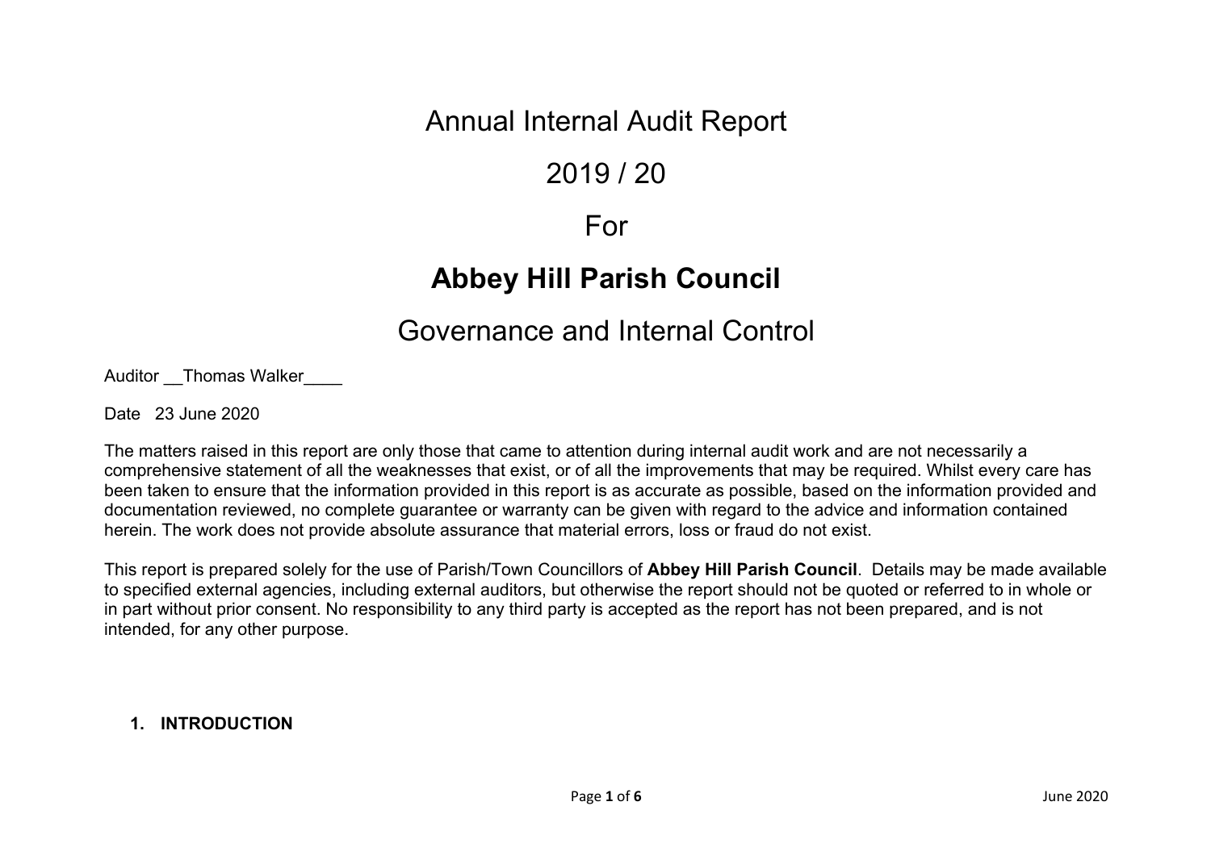# Annual Internal Audit Report

# 2019 / 20

# For

# **Abbey Hill Parish Council**

# Governance and Internal Control

Auditor __Thomas Walker____

Date 23 June 2020

The matters raised in this report are only those that came to attention during internal audit work and are not necessarily a comprehensive statement of all the weaknesses that exist, or of all the improvements that may be required. Whilst every care has been taken to ensure that the information provided in this report is as accurate as possible, based on the information provided and documentation reviewed, no complete guarantee or warranty can be given with regard to the advice and information contained herein. The work does not provide absolute assurance that material errors, loss or fraud do not exist.

This report is prepared solely for the use of Parish/Town Councillors of **Abbey Hill Parish Council**. Details may be made available to specified external agencies, including external auditors, but otherwise the report should not be quoted or referred to in whole or in part without prior consent. No responsibility to any third party is accepted as the report has not been prepared, and is not intended, for any other purpose.

## 1. INTRODUCTION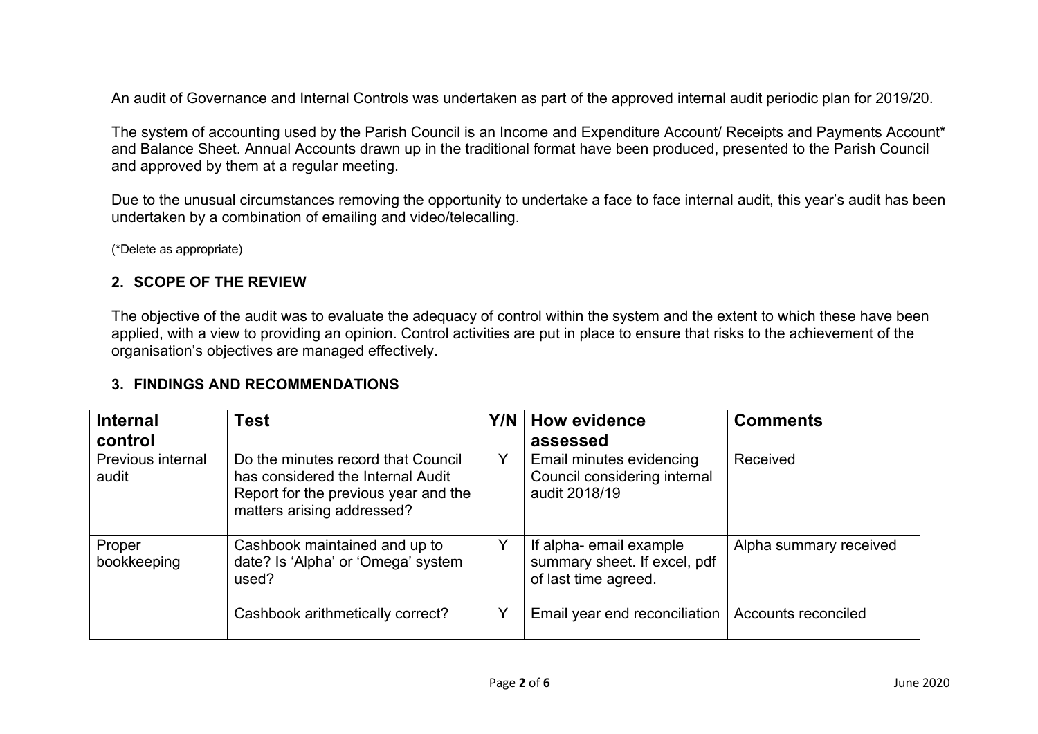An audit of Governance and Internal Controls was undertaken as part of the approved internal audit periodic plan for 2019/20.

The system of accounting used by the Parish Council is an Income and Expenditure Account/ Receipts and Payments Account* and Balance Sheet. Annual Accounts drawn up in the traditional format have been produced, presented to the Parish Council and approved by them at a regular meeting.

Due to the unusual circumstances removing the opportunity to undertake a face to face internal audit, this year's audit has been undertaken by a combination of emailing and video/telecalling.

(*Delete as appropriate)

## 2. SCOPE OF THE REVIEW

The objective of the audit was to evaluate the adequacy of control within the system and the extent to which these have been applied, with a view to providing an opinion. Control activities are put in place to ensure that risks to the achievement of the organisation's objectives are managed effectively.

## 3. FINDINGS AND RECOMMENDATIONS

| Internal control | Test | Y/N | How evidence assessed | Comments |
|---|---|---|---|---|
| Previous internal audit | Do the minutes record that Council has considered the Internal Audit Report for the previous year and the matters arising addressed? | Y | Email minutes evidencing Council considering internal audit 2018/19 | Received |
| Proper bookkeeping | Cashbook maintained and up to date? Is 'Alpha' or 'Omega' system used? | Y | If alpha- email example summary sheet. If excel, pdf of last time agreed. | Alpha summary received |
| | Cashbook arithmetically correct? | Y | Email year end reconciliation | Accounts reconciled |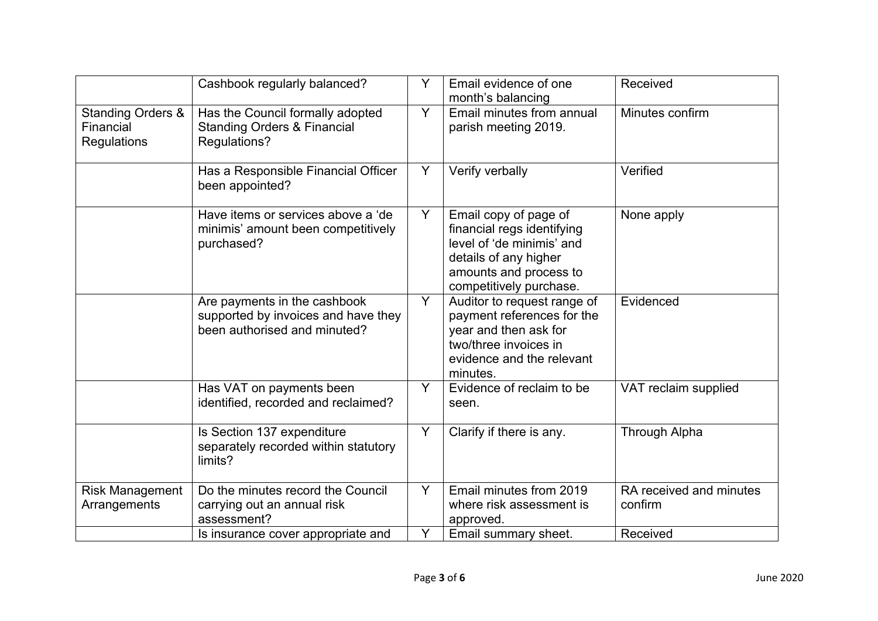| | | | | |
|---|---|---|---|---|
| | Cashbook regularly balanced? | Y | Email evidence of one month's balancing | Received |
| Standing Orders & Financial Regulations | Has the Council formally adopted Standing Orders & Financial Regulations? | Y | Email minutes from annual parish meeting 2019. | Minutes confirm |
| | Has a Responsible Financial Officer been appointed? | Y | Verify verbally | Verified |
| | Have items or services above a 'de minimis' amount been competitively purchased? | Y | Email copy of page of financial regs identifying level of 'de minimis' and details of any higher amounts and process to competitively purchase. | None apply |
| | Are payments in the cashbook supported by invoices and have they been authorised and minuted? | Y | Auditor to request range of payment references for the year and then ask for two/three invoices in evidence and the relevant minutes. | Evidenced |
| | Has VAT on payments been identified, recorded and reclaimed? | Y | Evidence of reclaim to be seen. | VAT reclaim supplied |
| | Is Section 137 expenditure separately recorded within statutory limits? | Y | Clarify if there is any. | Through Alpha |
| Risk Management Arrangements | Do the minutes record the Council carrying out an annual risk assessment? | Y | Email minutes from 2019 where risk assessment is approved. | RA received and minutes confirm |
| | Is insurance cover appropriate and | Y | Email summary sheet. | Received |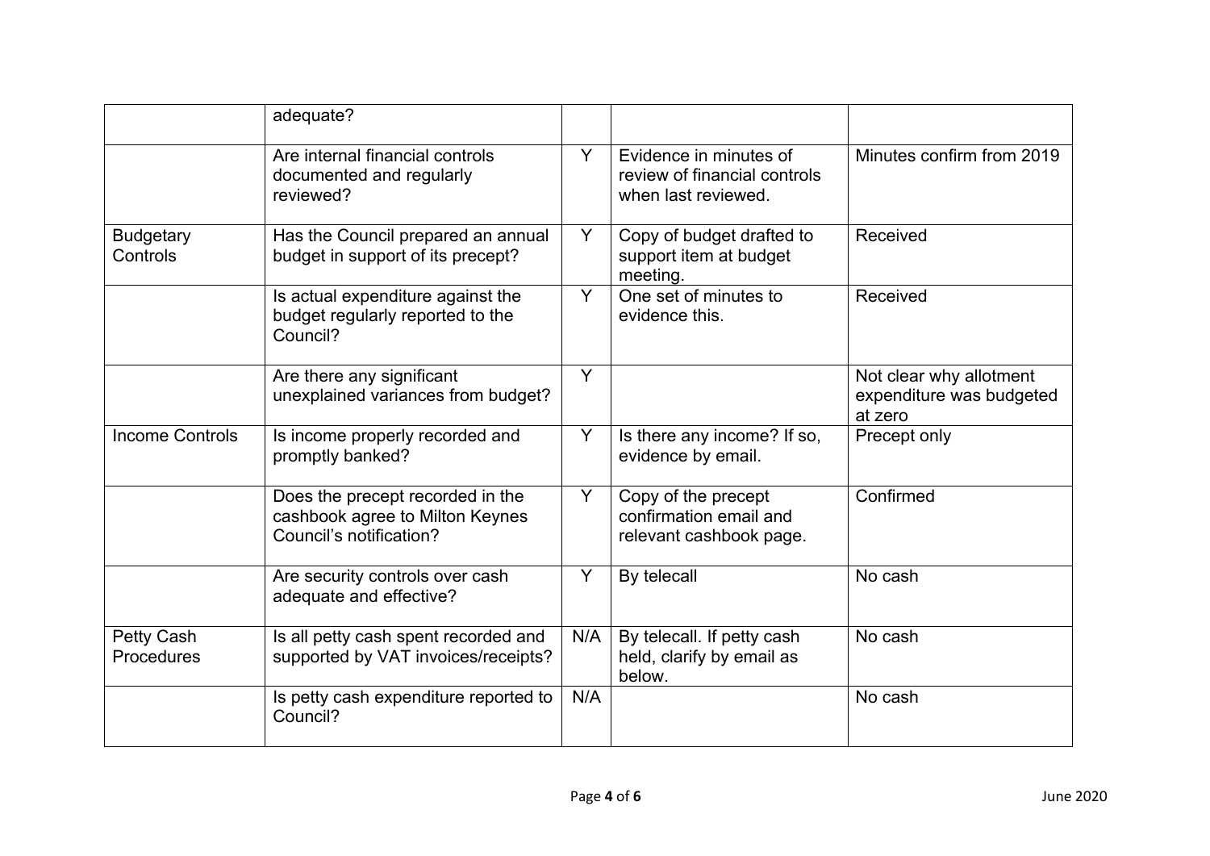| | | | | |
|---|---|---|---|---|
| | adequate? | | | |
| | Are internal financial controls documented and regularly reviewed? | Y | Evidence in minutes of review of financial controls when last reviewed. | Minutes confirm from 2019 |
| Budgetary Controls | Has the Council prepared an annual budget in support of its precept? | Y | Copy of budget drafted to support item at budget meeting. | Received |
| | Is actual expenditure against the budget regularly reported to the Council? | Y | One set of minutes to evidence this. | Received |
| | Are there any significant unexplained variances from budget? | Y | | Not clear why allotment expenditure was budgeted at zero |
| Income Controls | Is income properly recorded and promptly banked? | Y | Is there any income? If so, evidence by email. | Precept only |
| | Does the precept recorded in the cashbook agree to Milton Keynes Council's notification? | Y | Copy of the precept confirmation email and relevant cashbook page. | Confirmed |
| | Are security controls over cash adequate and effective? | Y | By telecall | No cash |
| Petty Cash Procedures | Is all petty cash spent recorded and supported by VAT invoices/receipts? | N/A | By telecall. If petty cash held, clarify by email as below. | No cash |
| | Is petty cash expenditure reported to Council? | N/A | | No cash |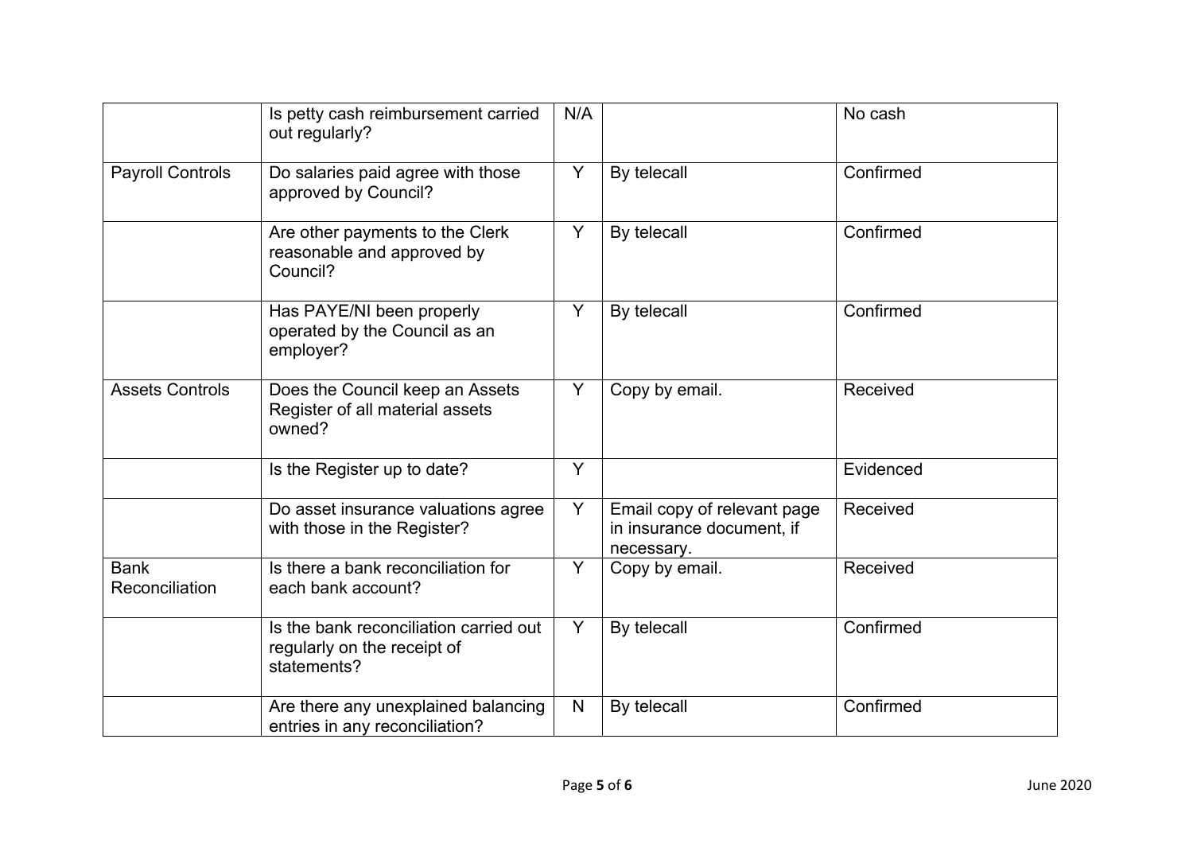| | | | | |
|---|---|---|---|---|
| | Is petty cash reimbursement carried out regularly? | N/A | | No cash |
| Payroll Controls | Do salaries paid agree with those approved by Council? | Y | By telecall | Confirmed |
| | Are other payments to the Clerk reasonable and approved by Council? | Y | By telecall | Confirmed |
| | Has PAYE/NI been properly operated by the Council as an employer? | Y | By telecall | Confirmed |
| Assets Controls | Does the Council keep an Assets Register of all material assets owned? | Y | Copy by email. | Received |
| | Is the Register up to date? | Y | | Evidenced |
| | Do asset insurance valuations agree with those in the Register? | Y | Email copy of relevant page in insurance document, if necessary. | Received |
| Bank Reconciliation | Is there a bank reconciliation for each bank account? | Y | Copy by email. | Received |
| | Is the bank reconciliation carried out regularly on the receipt of statements? | Y | By telecall | Confirmed |
| | Are there any unexplained balancing entries in any reconciliation? | N | By telecall | Confirmed |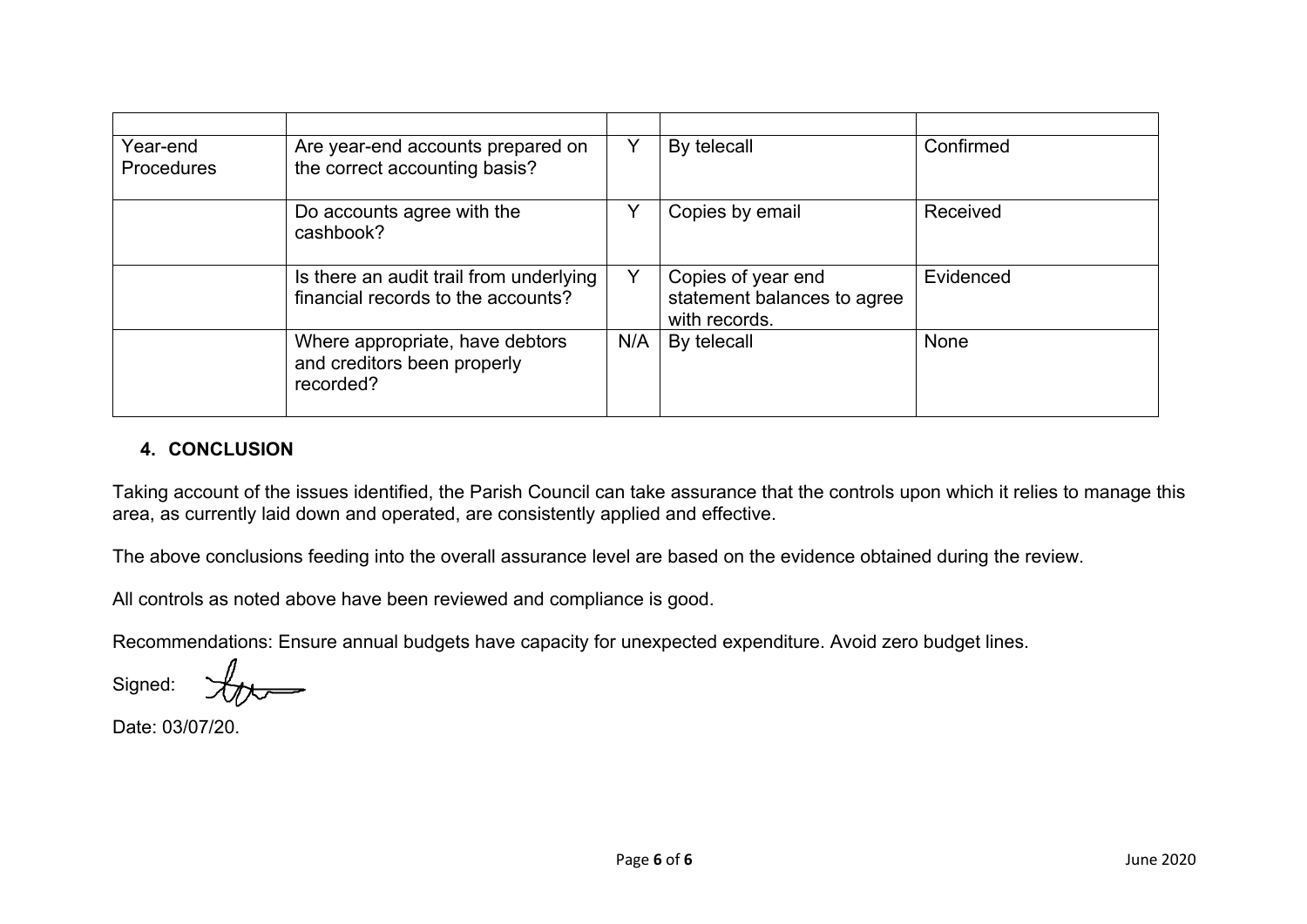| | | | | |
|---|---|---|---|---|
| Year-end Procedures | Are year-end accounts prepared on the correct accounting basis? | Y | By telecall | Confirmed |
| | Do accounts agree with the cashbook? | Y | Copies by email | Received |
| | Is there an audit trail from underlying financial records to the accounts? | Y | Copies of year end statement balances to agree with records. | Evidenced |
| | Where appropriate, have debtors and creditors been properly recorded? | N/A | By telecall | None |

## 4. CONCLUSION

Taking account of the issues identified, the Parish Council can take assurance that the controls upon which it relies to manage this area, as currently laid down and operated, are consistently applied and effective.

The above conclusions feeding into the overall assurance level are based on the evidence obtained during the review.

All controls as noted above have been reviewed and compliance is good.

Recommendations: Ensure annual budgets have capacity for unexpected expenditure. Avoid zero budget lines.

Signed:

Date: 03/07/20.